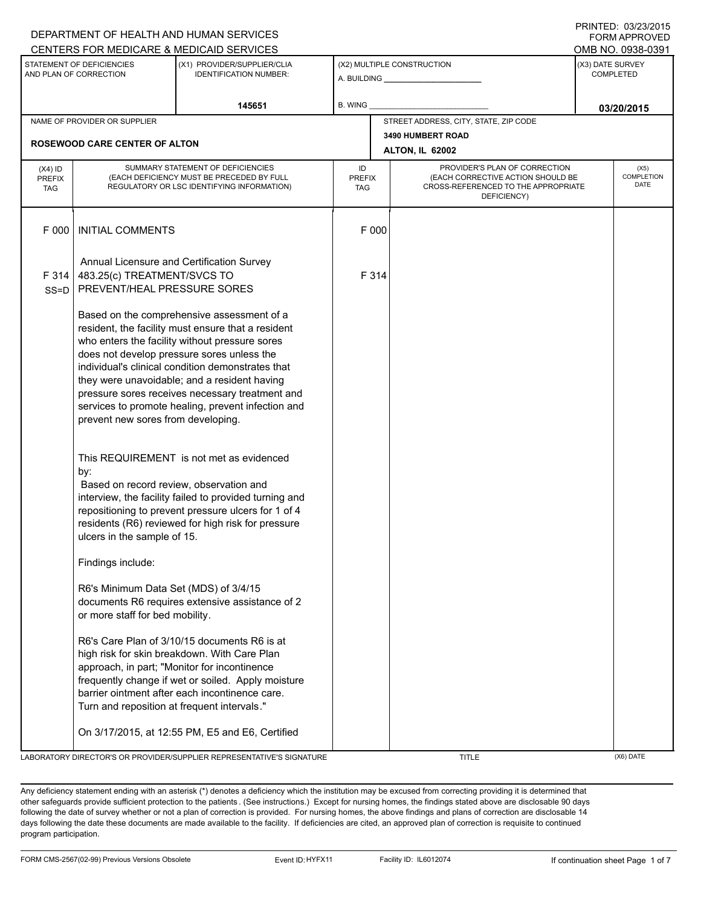DEPARTMENT OF HEALTH AND HUMAN SERVICES
CENTERS FOR MEDICARE & MEDICAID SERVICES

PRINTED: 03/23/2015
FORM APPROVED
OMB NO. 0938-0391

| STATEMENT OF DEFICIENCIES AND PLAN OF CORRECTION | (X1) PROVIDER/SUPPLIER/CLIA IDENTIFICATION NUMBER: | (X2) MULTIPLE CONSTRUCTION | (X3) DATE SURVEY COMPLETED |
|---|---|---|---|
| | 145651 | A. BUILDING ______ B. WING ______ | 03/20/2015 |

| NAME OF PROVIDER OR SUPPLIER | STREET ADDRESS, CITY, STATE, ZIP CODE |
|---|---|
| ROSEWOOD CARE CENTER OF ALTON | 3490 HUMBERT ROAD ALTON, IL 62002 |

| (X4) ID PREFIX TAG | SUMMARY STATEMENT OF DEFICIENCIES (EACH DEFICIENCY MUST BE PRECEDED BY FULL REGULATORY OR LSC IDENTIFYING INFORMATION) | ID PREFIX TAG | PROVIDER'S PLAN OF CORRECTION (EACH CORRECTIVE ACTION SHOULD BE CROSS-REFERENCED TO THE APPROPRIATE DEFICIENCY) | (X5) COMPLETION DATE |
|---|---|---|---|---|
| F 000 | INITIAL COMMENTS | F 000 | | |
| | Annual Licensure and Certification Survey | | | |
| F 314 SS=D | 483.25(c) TREATMENT/SVCS TO PREVENT/HEAL PRESSURE SORES | F 314 | | |

Based on the comprehensive assessment of a resident, the facility must ensure that a resident who enters the facility without pressure sores does not develop pressure sores unless the individual's clinical condition demonstrates that they were unavoidable; and a resident having pressure sores receives necessary treatment and services to promote healing, prevent infection and prevent new sores from developing.

This REQUIREMENT is not met as evidenced by:
Based on record review, observation and interview, the facility failed to provided turning and repositioning to prevent pressure ulcers for 1 of 4 residents (R6) reviewed for high risk for pressure ulcers in the sample of 15.

Findings include:

R6's Minimum Data Set (MDS) of 3/4/15 documents R6 requires extensive assistance of 2 or more staff for bed mobility.

R6's Care Plan of 3/10/15 documents R6 is at high risk for skin breakdown. With Care Plan approach, in part; "Monitor for incontinence frequently change if wet or soiled. Apply moisture barrier ointment after each incontinence care. Turn and reposition at frequent intervals."

On 3/17/2015, at 12:55 PM, E5 and E6, Certified

LABORATORY DIRECTOR'S OR PROVIDER/SUPPLIER REPRESENTATIVE'S SIGNATURE | TITLE | (X6) DATE

Any deficiency statement ending with an asterisk (*) denotes a deficiency which the institution may be excused from correcting providing it is determined that other safeguards provide sufficient protection to the patients. (See instructions.) Except for nursing homes, the findings stated above are disclosable 90 days following the date of survey whether or not a plan of correction is provided. For nursing homes, the above findings and plans of correction are disclosable 14 days following the date these documents are made available to the facility. If deficiencies are cited, an approved plan of correction is requisite to continued program participation.

FORM CMS-2567(02-99) Previous Versions Obsolete | Event ID: HYFX11 | Facility ID: IL6012074 | If continuation sheet Page 1 of 7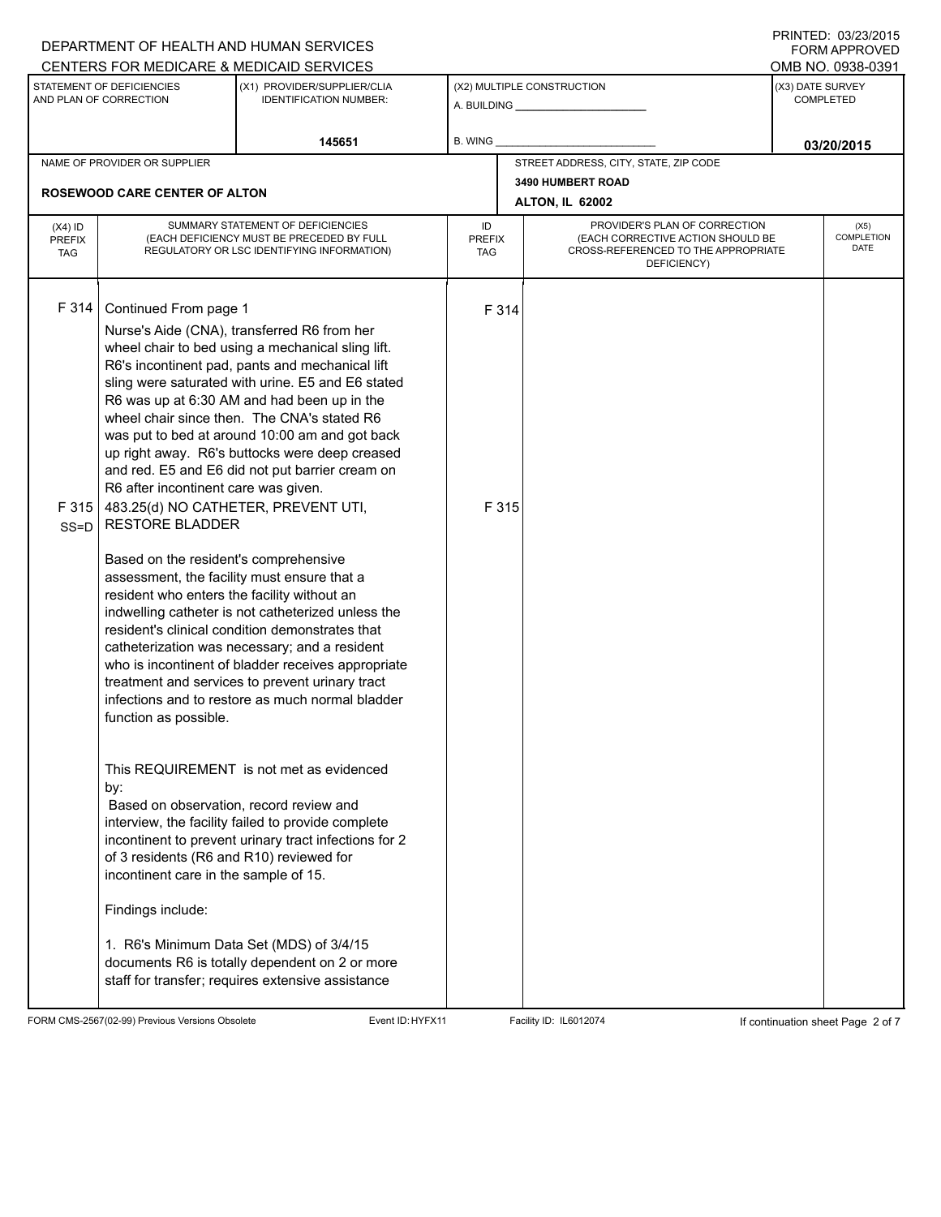DEPARTMENT OF HEALTH AND HUMAN SERVICES
CENTERS FOR MEDICARE & MEDICAID SERVICES

PRINTED: 03/23/2015
FORM APPROVED
OMB NO. 0938-0391

| STATEMENT OF DEFICIENCIES AND PLAN OF CORRECTION | (X1) PROVIDER/SUPPLIER/CLIA IDENTIFICATION NUMBER: | (X2) MULTIPLE CONSTRUCTION | (X3) DATE SURVEY COMPLETED |
|---|---|---|---|
| | 145651 | A. BUILDING ______ B. WING ______ | 03/20/2015 |

| NAME OF PROVIDER OR SUPPLIER | STREET ADDRESS, CITY, STATE, ZIP CODE |
|---|---|
| ROSEWOOD CARE CENTER OF ALTON | 3490 HUMBERT ROAD ALTON, IL 62002 |

| (X4) ID PREFIX TAG | SUMMARY STATEMENT OF DEFICIENCIES (EACH DEFICIENCY MUST BE PRECEDED BY FULL REGULATORY OR LSC IDENTIFYING INFORMATION) | ID PREFIX TAG | PROVIDER'S PLAN OF CORRECTION (EACH CORRECTIVE ACTION SHOULD BE CROSS-REFERENCED TO THE APPROPRIATE DEFICIENCY) | (X5) COMPLETION DATE |
|---|---|---|---|---|
| F 314 | Continued From page 1<br>Nurse's Aide (CNA), transferred R6 from her wheel chair to bed using a mechanical sling lift. R6's incontinent pad, pants and mechanical lift sling were saturated with urine. E5 and E6 stated R6 was up at 6:30 AM and had been up in the wheel chair since then. The CNA's stated R6 was put to bed at around 10:00 am and got back up right away. R6's buttocks were deep creased and red. E5 and E6 did not put barrier cream on R6 after incontinent care was given. | F 314 | | |
| F 315 SS=D | 483.25(d) NO CATHETER, PREVENT UTI, RESTORE BLADDER<br><br>Based on the resident's comprehensive assessment, the facility must ensure that a resident who enters the facility without an indwelling catheter is not catheterized unless the resident's clinical condition demonstrates that catheterization was necessary; and a resident who is incontinent of bladder receives appropriate treatment and services to prevent urinary tract infections and to restore as much normal bladder function as possible.<br><br>This REQUIREMENT is not met as evidenced by:<br>Based on observation, record review and interview, the facility failed to provide complete incontinent to prevent urinary tract infections for 2 of 3 residents (R6 and R10) reviewed for incontinent care in the sample of 15.<br><br>Findings include:<br><br>1. R6's Minimum Data Set (MDS) of 3/4/15 documents R6 is totally dependent on 2 or more staff for transfer; requires extensive assistance | F 315 | | |

FORM CMS-2567(02-99) Previous Versions Obsolete Event ID: HYFX11 Facility ID: IL6012074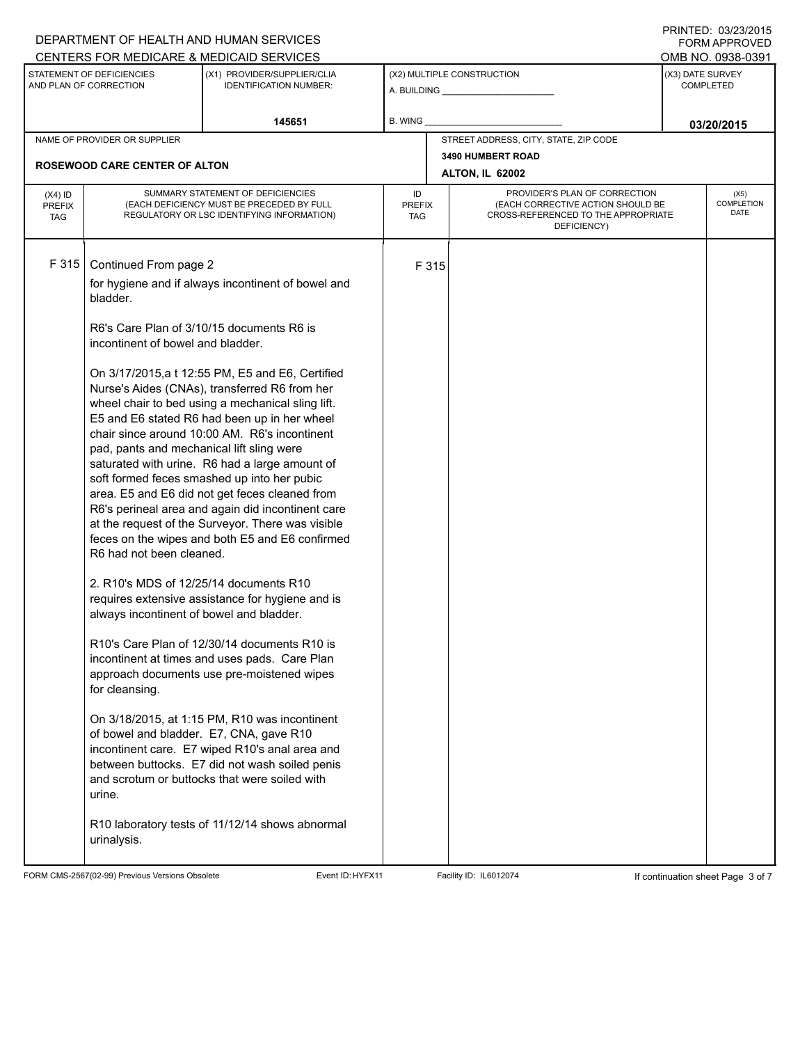DEPARTMENT OF HEALTH AND HUMAN SERVICES
CENTERS FOR MEDICARE & MEDICAID SERVICES

PRINTED: 03/23/2015
FORM APPROVED
OMB NO. 0938-0391

| STATEMENT OF DEFICIENCIES AND PLAN OF CORRECTION | (X1) PROVIDER/SUPPLIER/CLIA IDENTIFICATION NUMBER: | (X2) MULTIPLE CONSTRUCTION | (X3) DATE SURVEY COMPLETED |
|---|---|---|---|
| | 145651 | A. BUILDING ______ B. WING ______ | 03/20/2015 |

| NAME OF PROVIDER OR SUPPLIER | STREET ADDRESS, CITY, STATE, ZIP CODE |
|---|---|
| ROSEWOOD CARE CENTER OF ALTON | 3490 HUMBERT ROAD ALTON, IL 62002 |

| (X4) ID PREFIX TAG | SUMMARY STATEMENT OF DEFICIENCIES (EACH DEFICIENCY MUST BE PRECEDED BY FULL REGULATORY OR LSC IDENTIFYING INFORMATION) | ID PREFIX TAG | PROVIDER'S PLAN OF CORRECTION (EACH CORRECTIVE ACTION SHOULD BE CROSS-REFERENCED TO THE APPROPRIATE DEFICIENCY) | (X5) COMPLETION DATE |
|---|---|---|---|---|
| F 315 | Continued From page 2 | F 315 | | |

for hygiene and if always incontinent of bowel and bladder.

R6's Care Plan of 3/10/15 documents R6 is incontinent of bowel and bladder.

On 3/17/2015,a t 12:55 PM, E5 and E6, Certified Nurse's Aides (CNAs), transferred R6 from her wheel chair to bed using a mechanical sling lift. E5 and E6 stated R6 had been up in her wheel chair since around 10:00 AM. R6's incontinent pad, pants and mechanical lift sling were saturated with urine. R6 had a large amount of soft formed feces smashed up into her pubic area. E5 and E6 did not get feces cleaned from R6's perineal area and again did incontinent care at the request of the Surveyor. There was visible feces on the wipes and both E5 and E6 confirmed R6 had not been cleaned.

2. R10's MDS of 12/25/14 documents R10 requires extensive assistance for hygiene and is always incontinent of bowel and bladder.

R10's Care Plan of 12/30/14 documents R10 is incontinent at times and uses pads. Care Plan approach documents use pre-moistened wipes for cleansing.

On 3/18/2015, at 1:15 PM, R10 was incontinent of bowel and bladder. E7, CNA, gave R10 incontinent care. E7 wiped R10's anal area and between buttocks. E7 did not wash soiled penis and scrotum or buttocks that were soiled with urine.

R10 laboratory tests of 11/12/14 shows abnormal urinalysis.

FORM CMS-2567(02-99) Previous Versions Obsolete    Event ID: HYFX11    Facility ID: IL6012074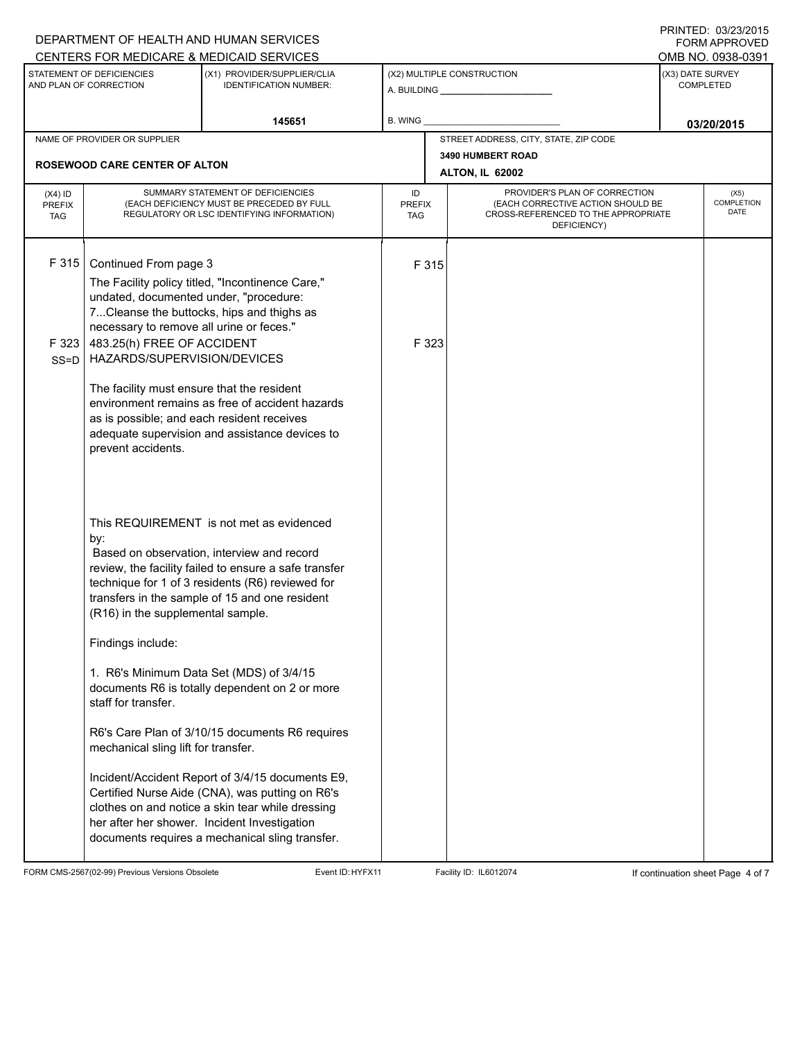DEPARTMENT OF HEALTH AND HUMAN SERVICES
CENTERS FOR MEDICARE & MEDICAID SERVICES

PRINTED: 03/23/2015
FORM APPROVED
OMB NO. 0938-0391

| STATEMENT OF DEFICIENCIES AND PLAN OF CORRECTION | (X1) PROVIDER/SUPPLIER/CLIA IDENTIFICATION NUMBER: | (X2) MULTIPLE CONSTRUCTION | (X3) DATE SURVEY COMPLETED |
|---|---|---|---|
| | 145651 | A. BUILDING ______ B. WING ______ | 03/20/2015 |

| NAME OF PROVIDER OR SUPPLIER | STREET ADDRESS, CITY, STATE, ZIP CODE |
|---|---|
| ROSEWOOD CARE CENTER OF ALTON | 3490 HUMBERT ROAD ALTON, IL 62002 |

| (X4) ID PREFIX TAG | SUMMARY STATEMENT OF DEFICIENCIES (EACH DEFICIENCY MUST BE PRECEDED BY FULL REGULATORY OR LSC IDENTIFYING INFORMATION) | ID PREFIX TAG | PROVIDER'S PLAN OF CORRECTION (EACH CORRECTIVE ACTION SHOULD BE CROSS-REFERENCED TO THE APPROPRIATE DEFICIENCY) | (X5) COMPLETION DATE |
|---|---|---|---|---|
| F 315 | Continued From page 3<br>The Facility policy titled, "Incontinence Care," undated, documented under, "procedure: 7...Cleanse the buttocks, hips and thighs as necessary to remove all urine or feces." | F 315 | | |
| F 323 SS=D | 483.25(h) FREE OF ACCIDENT HAZARDS/SUPERVISION/DEVICES<br><br>The facility must ensure that the resident environment remains as free of accident hazards as is possible; and each resident receives adequate supervision and assistance devices to prevent accidents.<br><br>This REQUIREMENT is not met as evidenced by:<br>Based on observation, interview and record review, the facility failed to ensure a safe transfer technique for 1 of 3 residents (R6) reviewed for transfers in the sample of 15 and one resident (R16) in the supplemental sample.<br><br>Findings include:<br><br>1. R6's Minimum Data Set (MDS) of 3/4/15 documents R6 is totally dependent on 2 or more staff for transfer.<br><br>R6's Care Plan of 3/10/15 documents R6 requires mechanical sling lift for transfer.<br><br>Incident/Accident Report of 3/4/15 documents E9, Certified Nurse Aide (CNA), was putting on R6's clothes on and notice a skin tear while dressing her after her shower. Incident Investigation documents requires a mechanical sling transfer. | F 323 | | |

FORM CMS-2567(02-99) Previous Versions Obsolete Event ID: HYFX11 Facility ID: IL6012074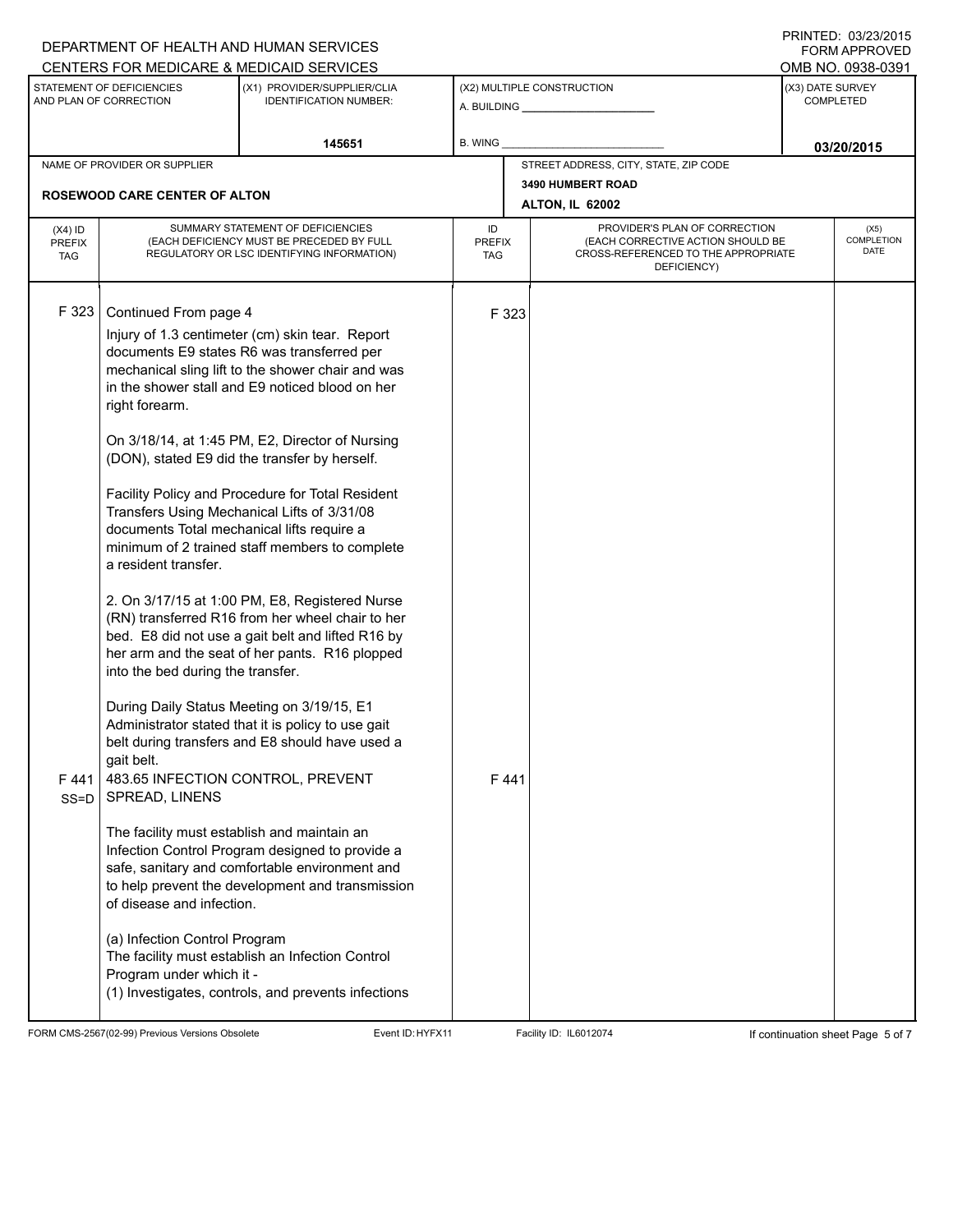DEPARTMENT OF HEALTH AND HUMAN SERVICES
CENTERS FOR MEDICARE & MEDICAID SERVICES

PRINTED: 03/23/2015
FORM APPROVED
OMB NO. 0938-0391

| STATEMENT OF DEFICIENCIES AND PLAN OF CORRECTION | (X1) PROVIDER/SUPPLIER/CLIA IDENTIFICATION NUMBER: | (X2) MULTIPLE CONSTRUCTION | (X3) DATE SURVEY COMPLETED |
|---|---|---|---|
| | 145651 | A. BUILDING ______ B. WING ______ | 03/20/2015 |

| NAME OF PROVIDER OR SUPPLIER | STREET ADDRESS, CITY, STATE, ZIP CODE |
|---|---|
| ROSEWOOD CARE CENTER OF ALTON | 3490 HUMBERT ROAD ALTON, IL 62002 |

| (X4) ID PREFIX TAG | SUMMARY STATEMENT OF DEFICIENCIES (EACH DEFICIENCY MUST BE PRECEDED BY FULL REGULATORY OR LSC IDENTIFYING INFORMATION) | ID PREFIX TAG | PROVIDER'S PLAN OF CORRECTION (EACH CORRECTIVE ACTION SHOULD BE CROSS-REFERENCED TO THE APPROPRIATE DEFICIENCY) | (X5) COMPLETION DATE |
|---|---|---|---|---|
| F 323 | Continued From page 4<br>Injury of 1.3 centimeter (cm) skin tear. Report documents E9 states R6 was transferred per mechanical sling lift to the shower chair and was in the shower stall and E9 noticed blood on her right forearm.<br><br>On 3/18/14, at 1:45 PM, E2, Director of Nursing (DON), stated E9 did the transfer by herself.<br><br>Facility Policy and Procedure for Total Resident Transfers Using Mechanical Lifts of 3/31/08 documents Total mechanical lifts require a minimum of 2 trained staff members to complete a resident transfer.<br><br>2. On 3/17/15 at 1:00 PM, E8, Registered Nurse (RN) transferred R16 from her wheel chair to her bed. E8 did not use a gait belt and lifted R16 by her arm and the seat of her pants. R16 plopped into the bed during the transfer.<br><br>During Daily Status Meeting on 3/19/15, E1 Administrator stated that it is policy to use gait belt during transfers and E8 should have used a gait belt. | F 323 | | |
| F 441 SS=D | 483.65 INFECTION CONTROL, PREVENT SPREAD, LINENS<br><br>The facility must establish and maintain an Infection Control Program designed to provide a safe, sanitary and comfortable environment and to help prevent the development and transmission of disease and infection.<br><br>(a) Infection Control Program<br>The facility must establish an Infection Control Program under which it -<br>(1) Investigates, controls, and prevents infections | F 441 | | |

FORM CMS-2567(02-99) Previous Versions Obsolete Event ID: HYFX11 Facility ID: IL6012074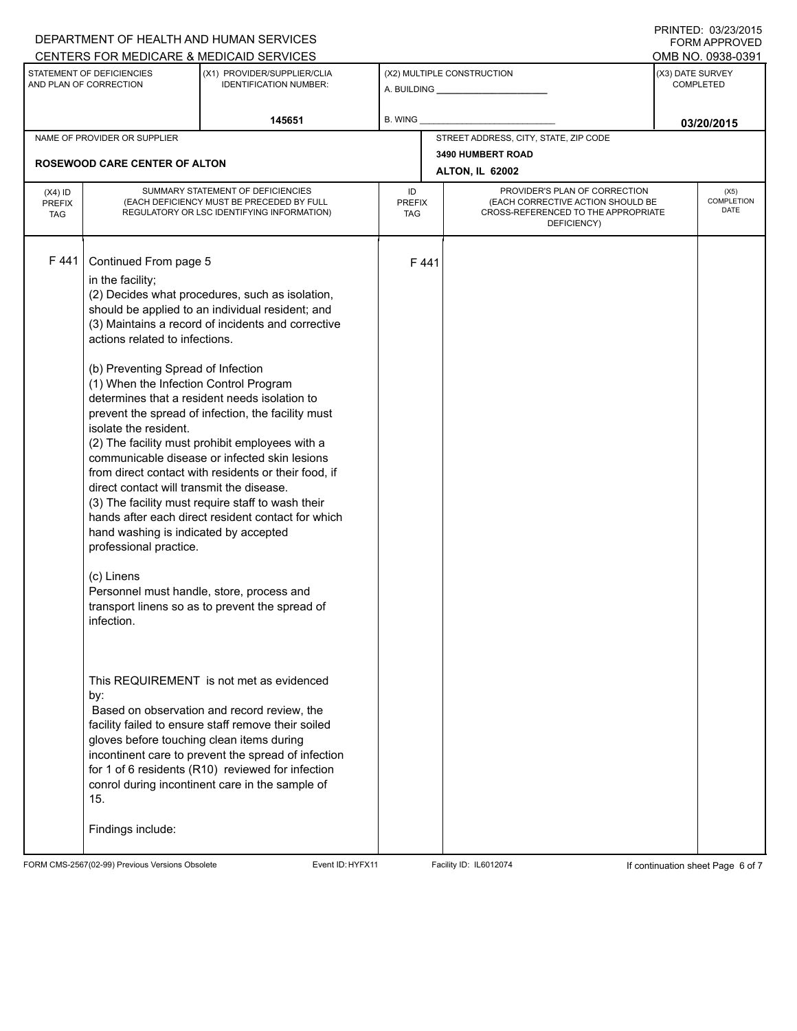DEPARTMENT OF HEALTH AND HUMAN SERVICES
CENTERS FOR MEDICARE & MEDICAID SERVICES

PRINTED: 03/23/2015
FORM APPROVED
OMB NO. 0938-0391

| STATEMENT OF DEFICIENCIES AND PLAN OF CORRECTION | (X1) PROVIDER/SUPPLIER/CLIA IDENTIFICATION NUMBER: | (X2) MULTIPLE CONSTRUCTION | (X3) DATE SURVEY COMPLETED |
|---|---|---|---|
| | 145651 | A. BUILDING ______ B. WING ______ | 03/20/2015 |

| NAME OF PROVIDER OR SUPPLIER | STREET ADDRESS, CITY, STATE, ZIP CODE |
|---|---|
| ROSEWOOD CARE CENTER OF ALTON | 3490 HUMBERT ROAD ALTON, IL 62002 |

| (X4) ID PREFIX TAG | SUMMARY STATEMENT OF DEFICIENCIES (EACH DEFICIENCY MUST BE PRECEDED BY FULL REGULATORY OR LSC IDENTIFYING INFORMATION) | ID PREFIX TAG | PROVIDER'S PLAN OF CORRECTION (EACH CORRECTIVE ACTION SHOULD BE CROSS-REFERENCED TO THE APPROPRIATE DEFICIENCY) | (X5) COMPLETION DATE |
|---|---|---|---|---|
| F 441 | Continued From page 5 | F 441 | | |

in the facility;
(2) Decides what procedures, such as isolation, should be applied to an individual resident; and
(3) Maintains a record of incidents and corrective actions related to infections.

(b) Preventing Spread of Infection
(1) When the Infection Control Program determines that a resident needs isolation to prevent the spread of infection, the facility must isolate the resident.
(2) The facility must prohibit employees with a communicable disease or infected skin lesions from direct contact with residents or their food, if direct contact will transmit the disease.
(3) The facility must require staff to wash their hands after each direct resident contact for which hand washing is indicated by accepted professional practice.

(c) Linens
Personnel must handle, store, process and transport linens so as to prevent the spread of infection.

This REQUIREMENT is not met as evidenced by:
Based on observation and record review, the facility failed to ensure staff remove their soiled gloves before touching clean items during incontinent care to prevent the spread of infection for 1 of 6 residents (R10) reviewed for infection conrol during incontinent care in the sample of 15.

Findings include:

FORM CMS-2567(02-99) Previous Versions Obsolete    Event ID: HYFX11    Facility ID: IL6012074    If continuation sheet Page 6 of 7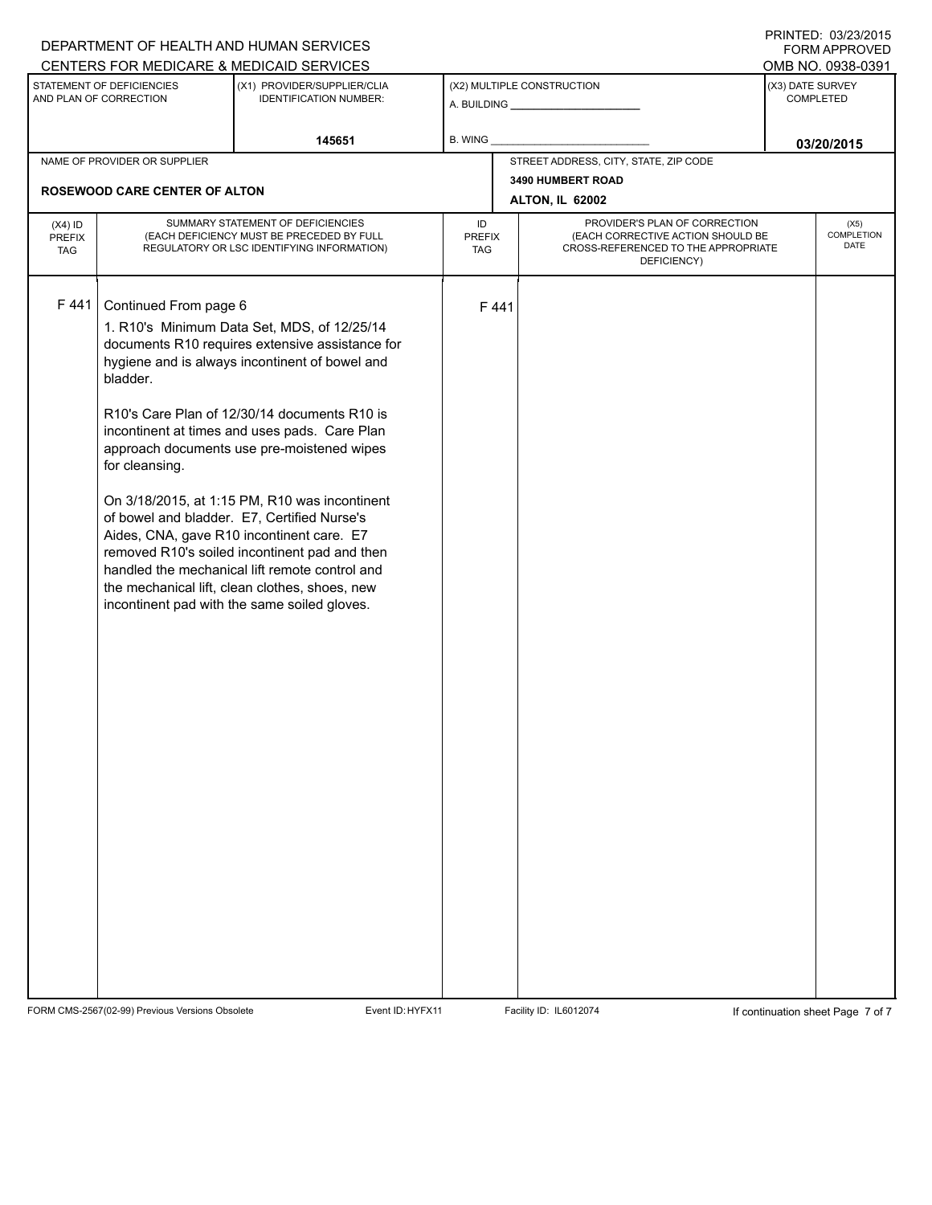DEPARTMENT OF HEALTH AND HUMAN SERVICES
CENTERS FOR MEDICARE & MEDICAID SERVICES

PRINTED: 03/23/2015
FORM APPROVED
OMB NO. 0938-0391

| STATEMENT OF DEFICIENCIES AND PLAN OF CORRECTION | (X1) PROVIDER/SUPPLIER/CLIA IDENTIFICATION NUMBER: | (X2) MULTIPLE CONSTRUCTION | (X3) DATE SURVEY COMPLETED |
|---|---|---|---|
| | 145651 | A. BUILDING ______ B. WING ______ | 03/20/2015 |

| NAME OF PROVIDER OR SUPPLIER | STREET ADDRESS, CITY, STATE, ZIP CODE |
|---|---|
| ROSEWOOD CARE CENTER OF ALTON | 3490 HUMBERT ROAD ALTON, IL 62002 |

| (X4) ID PREFIX TAG | SUMMARY STATEMENT OF DEFICIENCIES (EACH DEFICIENCY MUST BE PRECEDED BY FULL REGULATORY OR LSC IDENTIFYING INFORMATION) | ID PREFIX TAG | PROVIDER'S PLAN OF CORRECTION (EACH CORRECTIVE ACTION SHOULD BE CROSS-REFERENCED TO THE APPROPRIATE DEFICIENCY) | (X5) COMPLETION DATE |
|---|---|---|---|---|
| F 441 | Continued From page 6<br>1. R10's Minimum Data Set, MDS, of 12/25/14 documents R10 requires extensive assistance for hygiene and is always incontinent of bowel and bladder.<br><br>R10's Care Plan of 12/30/14 documents R10 is incontinent at times and uses pads. Care Plan approach documents use pre-moistened wipes for cleansing.<br><br>On 3/18/2015, at 1:15 PM, R10 was incontinent of bowel and bladder. E7, Certified Nurse's Aides, CNA, gave R10 incontinent care. E7 removed R10's soiled incontinent pad and then handled the mechanical lift remote control and the mechanical lift, clean clothes, shoes, new incontinent pad with the same soiled gloves. | F 441 | | |

FORM CMS-2567(02-99) Previous Versions Obsolete Event ID: HYFX11 Facility ID: IL6012074